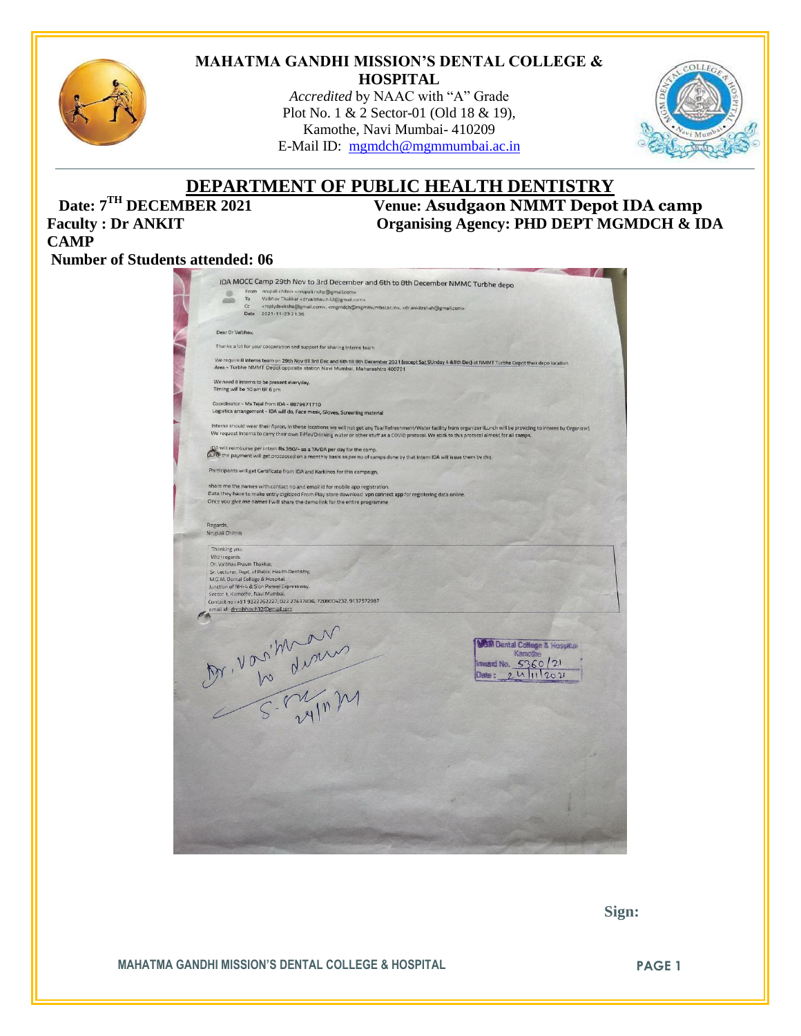**MAHATMA GANDHI MISSION'S DENTAL COLLEGE & HOSPITAL**

*Accredited* by NAAC with "A" Grade
Plot No. 1 & 2 Sector-01 (Old 18 & 19),
Kamothe, Navi Mumbai- 410209
E-Mail ID: mgmdch@mgmmumbai.ac.in

## DEPARTMENT OF PUBLIC HEALTH DENTISTRY

**Date: 7TH DECEMBER 2021** **Venue: Asudgaon NMMT Depot IDA camp**

**Faculty : Dr ANKIT** **Organising Agency: PHD DEPT MGMDCH & IDA CAMP**

**Number of Students attended: 06**

IDA MOCC Camp 29th Nov to 3rd December and 6th to 8th December NMMC Turbhe depo

From: nrupali chitnis <nrupali.nohp@gmail.com>
To: Vaibhav Thakkar <drvaibhav.h32@gmail.com>
Cc: <replydeeksha@gmail.com>, <mgmdch@mgmmumbai.ac.in>, <drankitrshah@gmail.com>
Date: 2021-11-23 21:36

Dear Dr Vaibhav,

Thanks a lot for your cooperation and support for sharing Interns team

We require 8 interns team on 29th Nov till 3rd Dec and 6th till 8th December 2021 (except Sat SUnday 4 &5th Dec) at NMMT Turbhe Depot their depo location Area - Turbhe NMMT Depot opposite station Navi Mumbai, Maharashtra 400701

We need 8 interns to be present everyday.
Timing will be 10 am till 6 pm

Coordinator - Ms Tejal from IDA - 8879671710
Logistics arrangement - IDA will do, Face mask, Gloves, Screening material

Interns should wear their Apron, in these locations we will not get any Tea/Refreshment/Water facility from organizer (Lunch will be providing to interns by Organizer)
We request Interns to carry their own Tiffin/Drinking water or other stuff as a COVID protocol. We stick to this protocol almost for all camps.

IDA will reimburse per intern Rs.350/- as a TA/DA per day for the camp.
For the payment will get processed on a monthly basis as per no of camps done by that Intern IDA will issue them by chq.

Participants will get Certificate from IDA and Karkinos for this campaign.

share me the names with contact no and email id for mobile app registration.
Data they have to make entry digitized From Play store download vpn connect app for registering data online.
Once you give me names I will share the demo link for the entire programme

Regards,
Nrupali Chitnis

Thanking you.
With regards.
Dr. Vaibhav Pravin Thakkar,
Sr. Lecturer, Dept. of Public Health Dentistry,
M.G.M. Dental College & Hospital,
Junction of NH-4 & Sion Panvel Expressway,
Sector 1, Kamothe, Navi Mumbai.
Contact no: +91 9322262227, 022 27437836, 7208004232, 9137572987
email id: drvaibhav.h32@gmail.com

Dr. Vaibhav to discuss
S-24/11/21

MGM Dental College & Hospital Kamothe
Inward No. 5360/21
Date: 24/11/2021

**Sign:**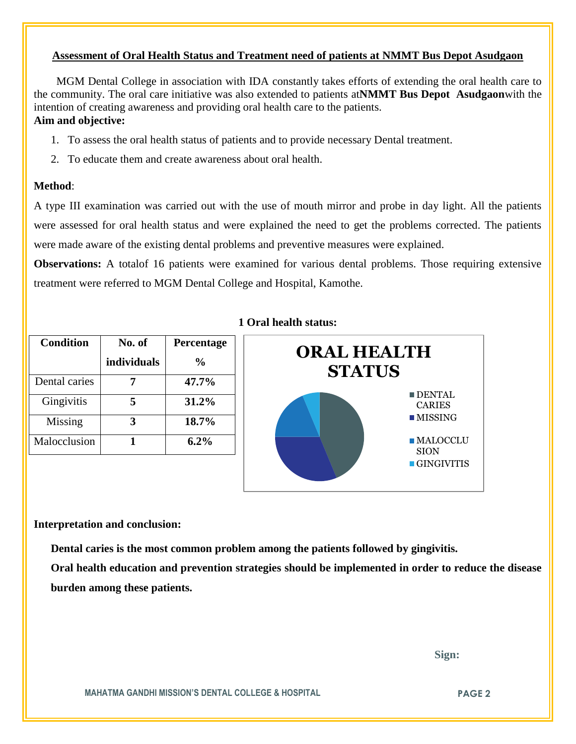## Assessment of Oral Health Status and Treatment need of patients at NMMT Bus Depot Asudgaon

MGM Dental College in association with IDA constantly takes efforts of extending the oral health care to the community. The oral care initiative was also extended to patients at**NMMT Bus Depot Asudgaon**with the intention of creating awareness and providing oral health care to the patients.

**Aim and objective:**

1. To assess the oral health status of patients and to provide necessary Dental treatment.
2. To educate them and create awareness about oral health.

**Method**:

A type III examination was carried out with the use of mouth mirror and probe in day light. All the patients were assessed for oral health status and were explained the need to get the problems corrected. The patients were made aware of the existing dental problems and preventive measures were explained.

**Observations:** A totalof 16 patients were examined for various dental problems. Those requiring extensive treatment were referred to MGM Dental College and Hospital, Kamothe.

**1 Oral health status:**

| Condition | No. of individuals | Percentage % |
|---|---|---|
| Dental caries | **7** | **47.7%** |
| Gingivitis | **5** | **31.2%** |
| Missing | **3** | **18.7%** |
| Malocclusion | **1** | **6.2%** |

**ORAL HEALTH STATUS**

- DENTAL CARIES
- MISSING
- MALOCCLUSION
- GINGIVITIS

**Interpretation and conclusion:**

**Dental caries is the most common problem among the patients followed by gingivitis.**

**Oral health education and prevention strategies should be implemented in order to reduce the disease burden among these patients.**

**Sign:**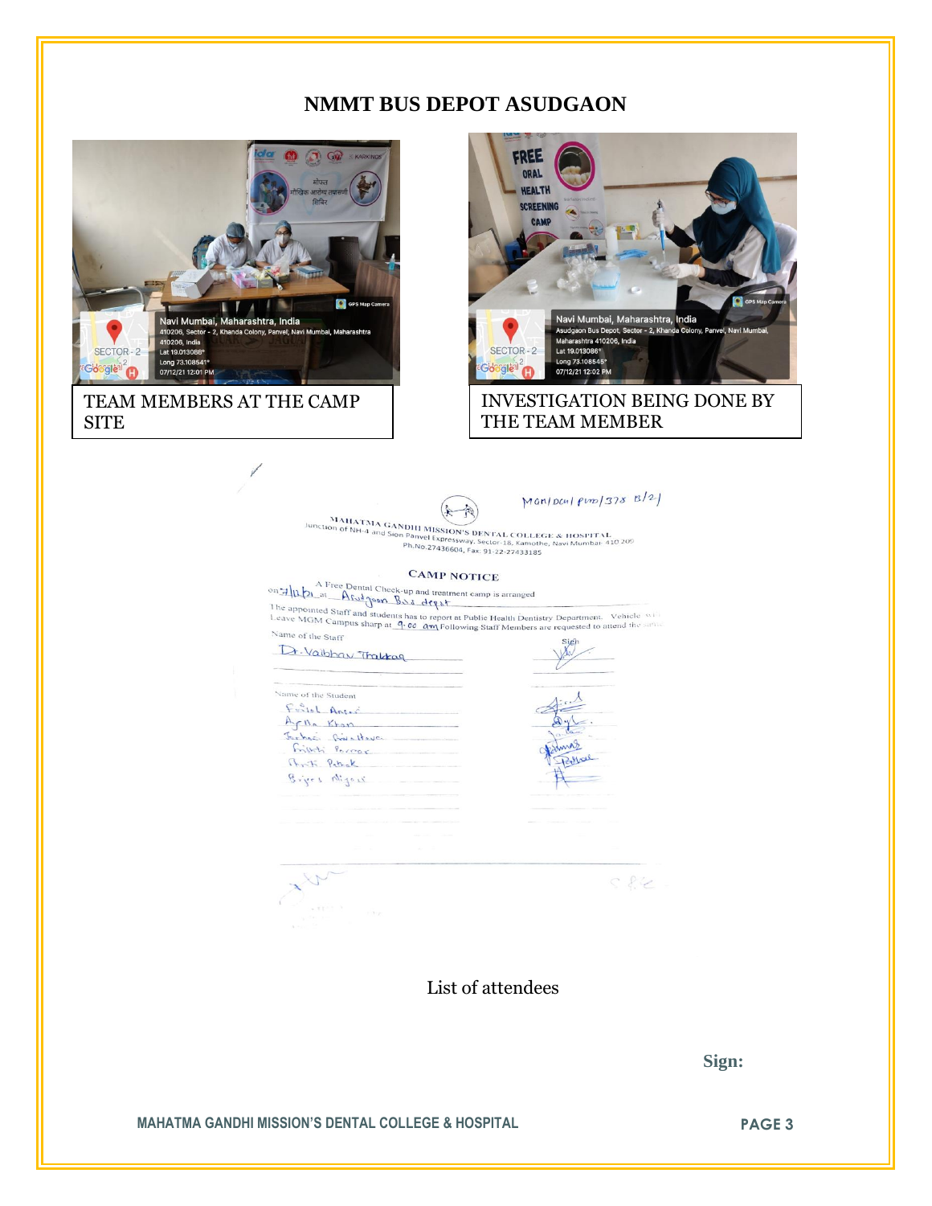# NMMT BUS DEPOT ASUDGAON

TEAM MEMBERS AT THE CAMP SITE

INVESTIGATION BEING DONE BY THE TEAM MEMBER

MGM/DCH/PHD/378 B/21

MAHATMA GANDHI MISSION'S DENTAL COLLEGE & HOSPITAL
Junction of NH-4 and Sion Panvel Expressway, Sector-18, Kamothe, Navi Mumbai 410 209
Ph.No.27436604, Fax: 91-22-27433185

**CAMP NOTICE**

A Free Dental Check-up and treatment camp is arranged on 7/12/21 at Asudgaon Bus depot

The appointed Staff and students has to report at Public Health Dentistry Department. Vehicle will Leave MGM Campus sharp at 9:00 am Following Staff Members are requested to attend the same.

| Name of the Staff | Sign |
|---|---|
| Dr. Vaibhav Thakkar | |

| Name of the Student | |
|---|---|
| Faisal Ansari | |
| Ayma Khan | |
| Jinkai Srivastava | |
| Fatima Parmar | |
| Shruti Pathak | |
| Briyes Aliyar | |

List of attendees

Sign: